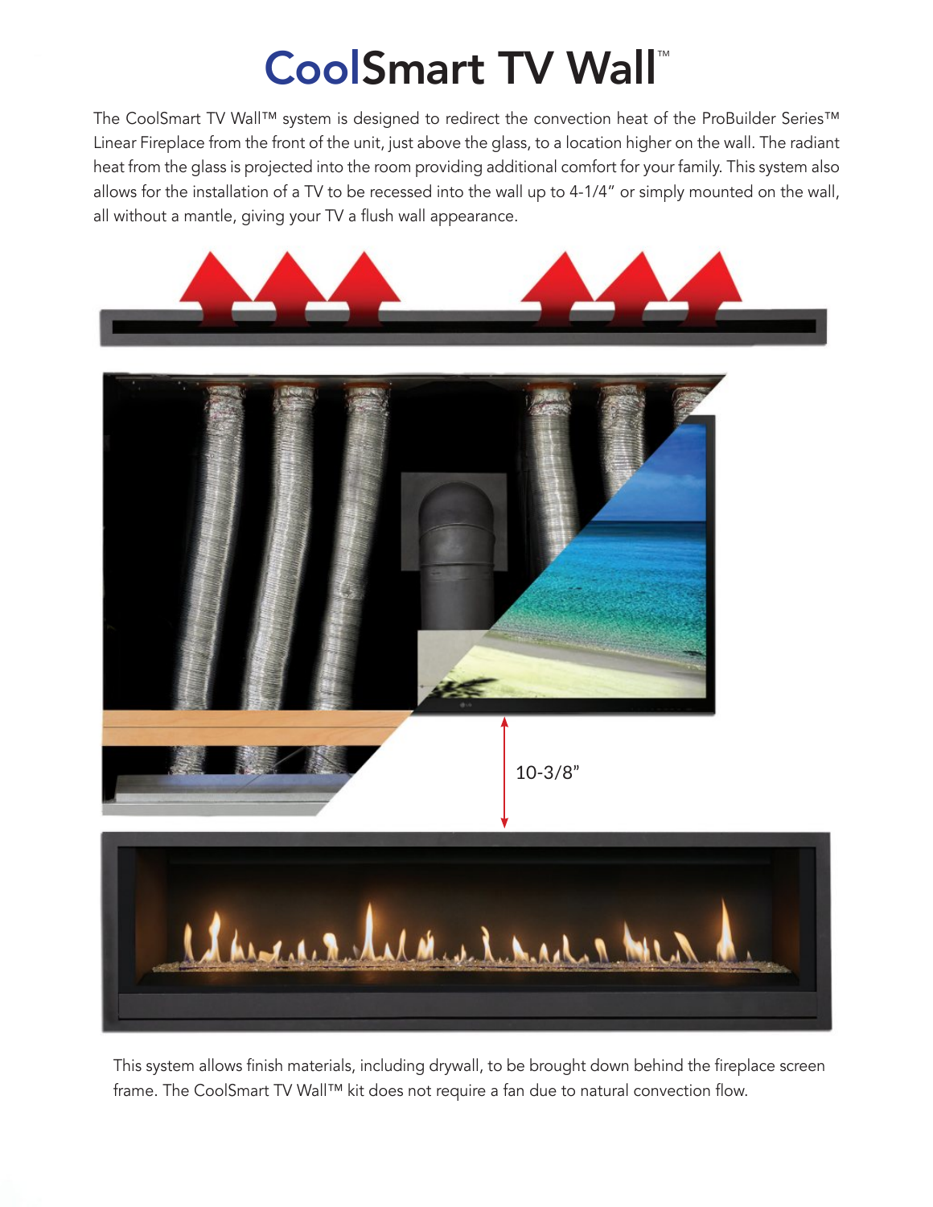# CoolSmart TV Wall™

The CoolSmart TV Wall™ system is designed to redirect the convection heat of the ProBuilder Series™ Linear Fireplace from the front of the unit, just above the glass, to a location higher on the wall. The radiant heat from the glass is projected into the room providing additional comfort for your family. This system also allows for the installation of a TV to be recessed into the wall up to 4-1/4" or simply mounted on the wall, all without a mantle, giving your TV a flush wall appearance.

10-3/8"

This system allows finish materials, including drywall, to be brought down behind the fireplace screen frame. The CoolSmart TV Wall™ kit does not require a fan due to natural convection flow.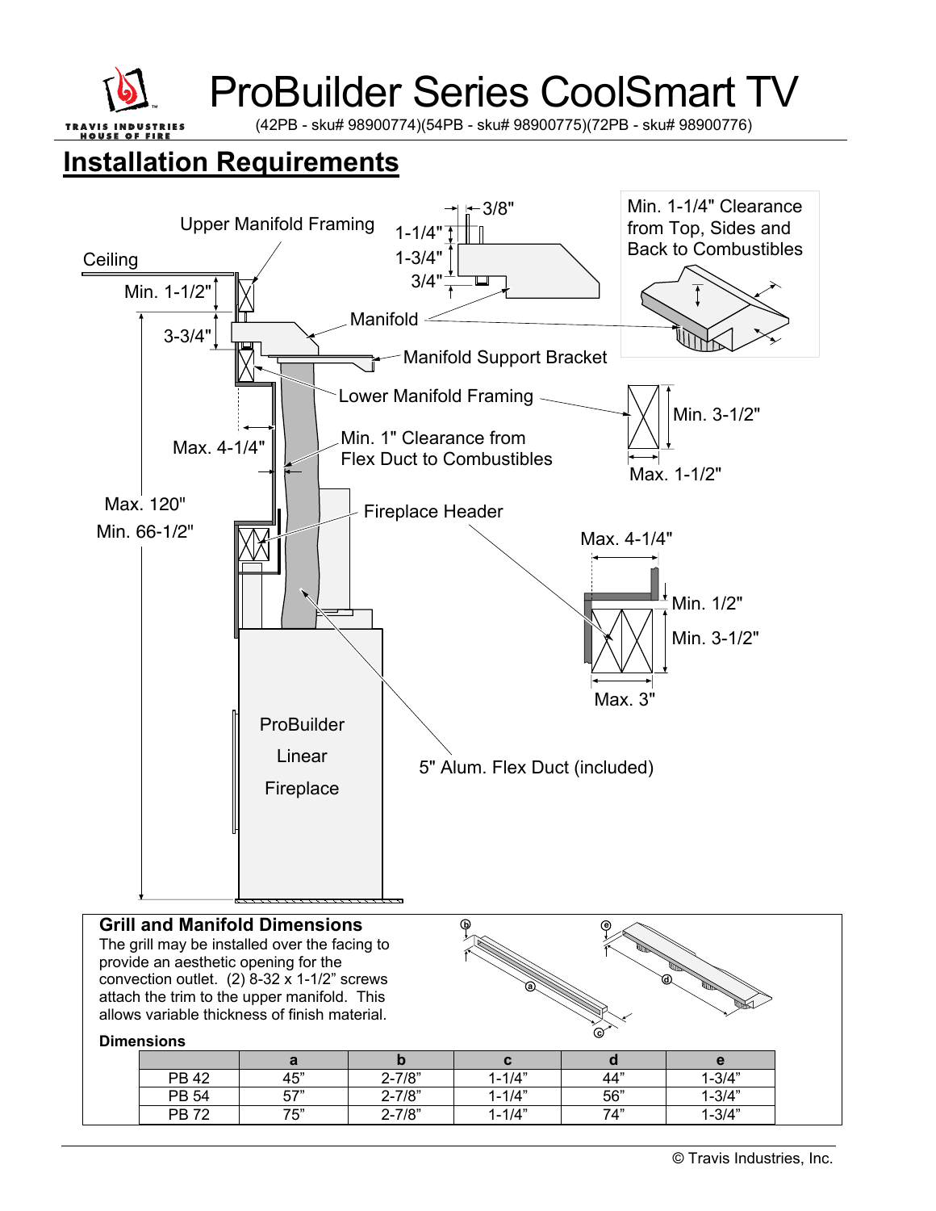# ProBuilder Series CoolSmart TV

(42PB - sku# 98900774)(54PB - sku# 98900775)(72PB - sku# 98900776)

## Installation Requirements

Upper Manifold Framing

Ceiling

Min. 1-1/2"

3-3/4"

Manifold

Manifold Support Bracket

Lower Manifold Framing

Max. 4-1/4"

Min. 1" Clearance from Flex Duct to Combustibles

Max. 120"

Min. 66-1/2"

Fireplace Header

ProBuilder Linear Fireplace

5" Alum. Flex Duct (included)

3/8"

1-1/4"

1-3/4"

3/4"

Min. 1-1/4" Clearance from Top, Sides and Back to Combustibles

Min. 3-1/2"

Max. 1-1/2"

Max. 4-1/4"

Min. 1/2"

Min. 3-1/2"

Max. 3"

### Grill and Manifold Dimensions

The grill may be installed over the facing to provide an aesthetic opening for the convection outlet. (2) 8-32 x 1-1/2" screws attach the trim to the upper manifold. This allows variable thickness of finish material.

**Dimensions**

| | a | b | c | d | e |
|---|---|---|---|---|---|
| PB 42 | 45" | 2-7/8" | 1-1/4" | 44" | 1-3/4" |
| PB 54 | 57" | 2-7/8" | 1-1/4" | 56" | 1-3/4" |
| PB 72 | 75" | 2-7/8" | 1-1/4" | 74" | 1-3/4" |

© Travis Industries, Inc.